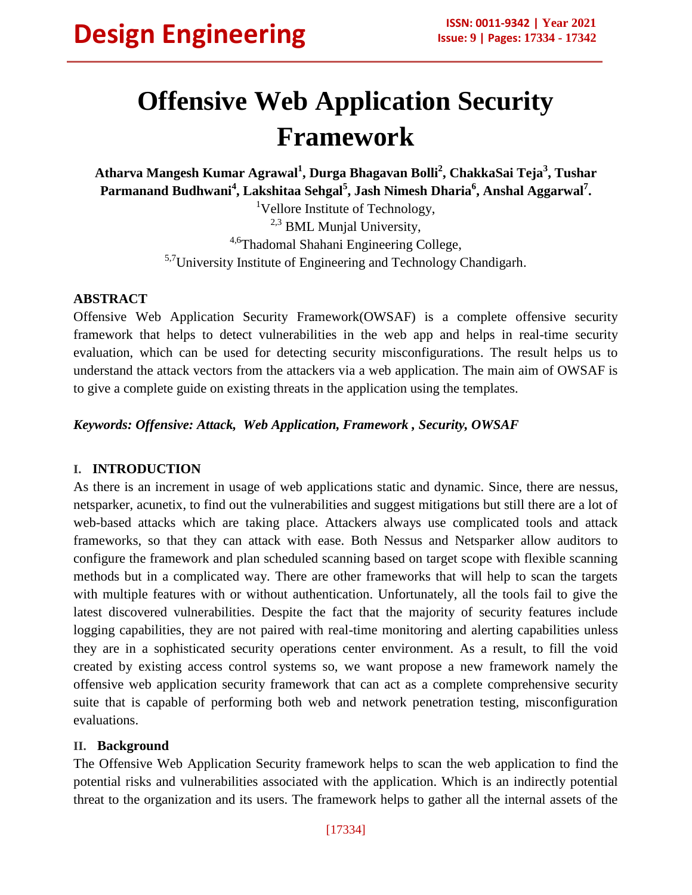# Offensive Web Application Security Framework

**Atharva Mangesh Kumar Agrawal[1], Durga Bhagavan Bolli[2], ChakkaSai Teja[3], Tushar Parmanand Budhwani[4], Lakshitaa Sehgal[5], Jash Nimesh Dharia[6], Anshal Aggarwal[7].**

[1]Vellore Institute of Technology,
[2,3] BML Munjal University,
[4,6]Thadomal Shahani Engineering College,
[5,7]University Institute of Engineering and Technology Chandigarh.

## ABSTRACT

Offensive Web Application Security Framework(OWSAF) is a complete offensive security framework that helps to detect vulnerabilities in the web app and helps in real-time security evaluation, which can be used for detecting security misconfigurations. The result helps us to understand the attack vectors from the attackers via a web application. The main aim of OWSAF is to give a complete guide on existing threats in the application using the templates.

***Keywords: Offensive: Attack, Web Application, Framework , Security, OWSAF***

## I. INTRODUCTION

As there is an increment in usage of web applications static and dynamic. Since, there are nessus, netsparker, acunetix, to find out the vulnerabilities and suggest mitigations but still there are a lot of web-based attacks which are taking place. Attackers always use complicated tools and attack frameworks, so that they can attack with ease. Both Nessus and Netsparker allow auditors to configure the framework and plan scheduled scanning based on target scope with flexible scanning methods but in a complicated way. There are other frameworks that will help to scan the targets with multiple features with or without authentication. Unfortunately, all the tools fail to give the latest discovered vulnerabilities. Despite the fact that the majority of security features include logging capabilities, they are not paired with real-time monitoring and alerting capabilities unless they are in a sophisticated security operations center environment. As a result, to fill the void created by existing access control systems so, we want propose a new framework namely the offensive web application security framework that can act as a complete comprehensive security suite that is capable of performing both web and network penetration testing, misconfiguration evaluations.

## II. Background

The Offensive Web Application Security framework helps to scan the web application to find the potential risks and vulnerabilities associated with the application. Which is an indirectly potential threat to the organization and its users. The framework helps to gather all the internal assets of the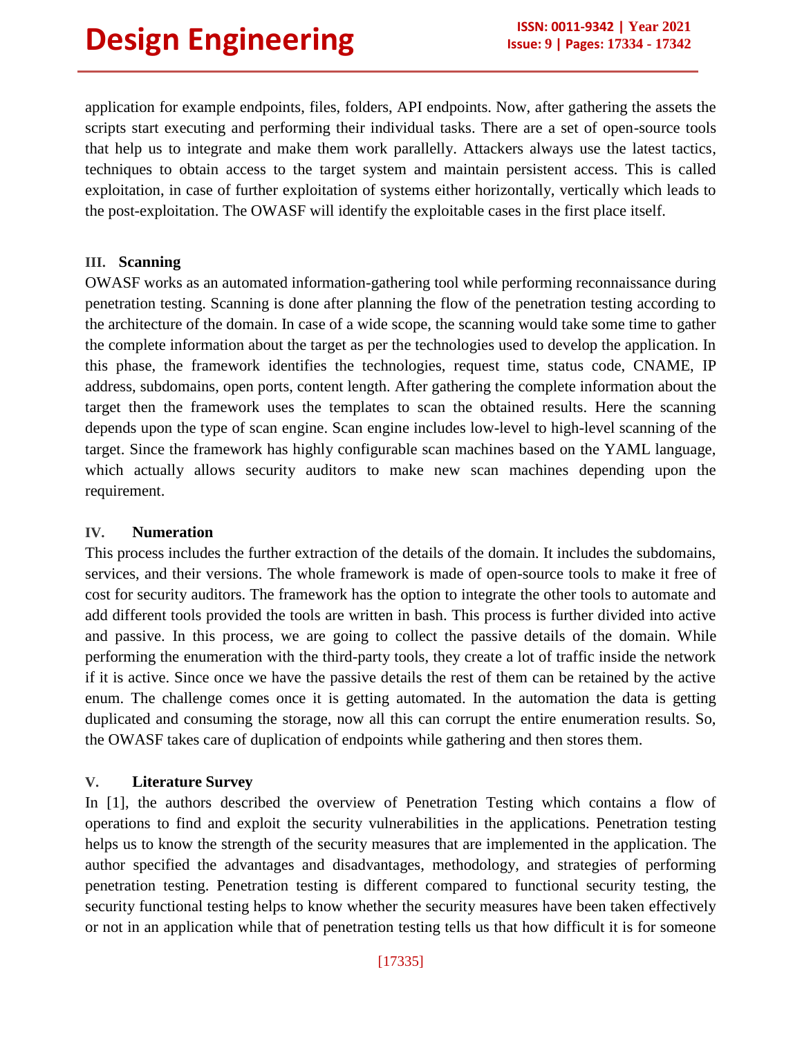application for example endpoints, files, folders, API endpoints. Now, after gathering the assets the scripts start executing and performing their individual tasks. There are a set of open-source tools that help us to integrate and make them work parallelly. Attackers always use the latest tactics, techniques to obtain access to the target system and maintain persistent access. This is called exploitation, in case of further exploitation of systems either horizontally, vertically which leads to the post-exploitation. The OWASF will identify the exploitable cases in the first place itself.

### III. Scanning

OWASF works as an automated information-gathering tool while performing reconnaissance during penetration testing. Scanning is done after planning the flow of the penetration testing according to the architecture of the domain. In case of a wide scope, the scanning would take some time to gather the complete information about the target as per the technologies used to develop the application. In this phase, the framework identifies the technologies, request time, status code, CNAME, IP address, subdomains, open ports, content length. After gathering the complete information about the target then the framework uses the templates to scan the obtained results. Here the scanning depends upon the type of scan engine. Scan engine includes low-level to high-level scanning of the target. Since the framework has highly configurable scan machines based on the YAML language, which actually allows security auditors to make new scan machines depending upon the requirement.

### IV. Numeration

This process includes the further extraction of the details of the domain. It includes the subdomains, services, and their versions. The whole framework is made of open-source tools to make it free of cost for security auditors. The framework has the option to integrate the other tools to automate and add different tools provided the tools are written in bash. This process is further divided into active and passive. In this process, we are going to collect the passive details of the domain. While performing the enumeration with the third-party tools, they create a lot of traffic inside the network if it is active. Since once we have the passive details the rest of them can be retained by the active enum. The challenge comes once it is getting automated. In the automation the data is getting duplicated and consuming the storage, now all this can corrupt the entire enumeration results. So, the OWASF takes care of duplication of endpoints while gathering and then stores them.

### V. Literature Survey

In [1], the authors described the overview of Penetration Testing which contains a flow of operations to find and exploit the security vulnerabilities in the applications. Penetration testing helps us to know the strength of the security measures that are implemented in the application. The author specified the advantages and disadvantages, methodology, and strategies of performing penetration testing. Penetration testing is different compared to functional security testing, the security functional testing helps to know whether the security measures have been taken effectively or not in an application while that of penetration testing tells us that how difficult it is for someone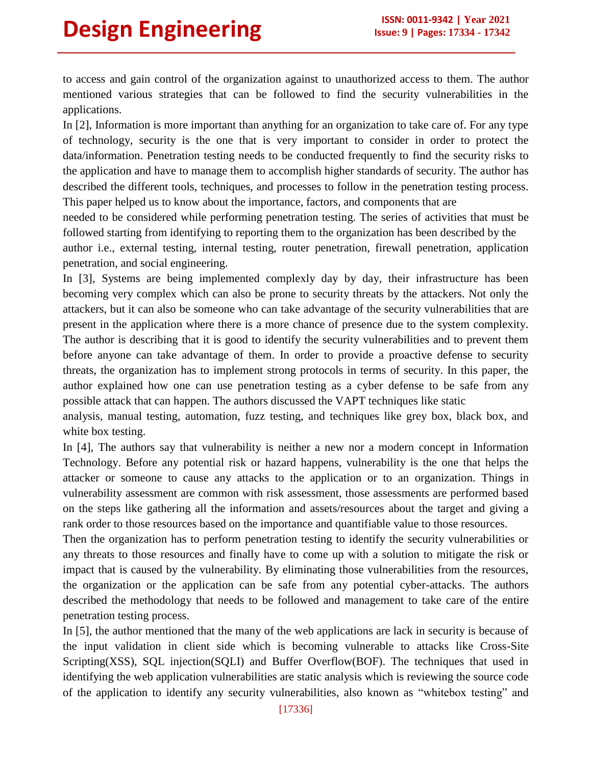to access and gain control of the organization against to unauthorized access to them. The author mentioned various strategies that can be followed to find the security vulnerabilities in the applications.

In [2], Information is more important than anything for an organization to take care of. For any type of technology, security is the one that is very important to consider in order to protect the data/information. Penetration testing needs to be conducted frequently to find the security risks to the application and have to manage them to accomplish higher standards of security. The author has described the different tools, techniques, and processes to follow in the penetration testing process. This paper helped us to know about the importance, factors, and components that are needed to be considered while performing penetration testing. The series of activities that must be followed starting from identifying to reporting them to the organization has been described by the author i.e., external testing, internal testing, router penetration, firewall penetration, application penetration, and social engineering.

In [3], Systems are being implemented complexly day by day, their infrastructure has been becoming very complex which can also be prone to security threats by the attackers. Not only the attackers, but it can also be someone who can take advantage of the security vulnerabilities that are present in the application where there is a more chance of presence due to the system complexity. The author is describing that it is good to identify the security vulnerabilities and to prevent them before anyone can take advantage of them. In order to provide a proactive defense to security threats, the organization has to implement strong protocols in terms of security. In this paper, the author explained how one can use penetration testing as a cyber defense to be safe from any possible attack that can happen. The authors discussed the VAPT techniques like static analysis, manual testing, automation, fuzz testing, and techniques like grey box, black box, and white box testing.

In [4], The authors say that vulnerability is neither a new nor a modern concept in Information Technology. Before any potential risk or hazard happens, vulnerability is the one that helps the attacker or someone to cause any attacks to the application or to an organization. Things in vulnerability assessment are common with risk assessment, those assessments are performed based on the steps like gathering all the information and assets/resources about the target and giving a rank order to those resources based on the importance and quantifiable value to those resources.

Then the organization has to perform penetration testing to identify the security vulnerabilities or any threats to those resources and finally have to come up with a solution to mitigate the risk or impact that is caused by the vulnerability. By eliminating those vulnerabilities from the resources, the organization or the application can be safe from any potential cyber-attacks. The authors described the methodology that needs to be followed and management to take care of the entire penetration testing process.

In [5], the author mentioned that the many of the web applications are lack in security is because of the input validation in client side which is becoming vulnerable to attacks like Cross-Site Scripting(XSS), SQL injection(SQLI) and Buffer Overflow(BOF). The techniques that used in identifying the web application vulnerabilities are static analysis which is reviewing the source code of the application to identify any security vulnerabilities, also known as "whitebox testing" and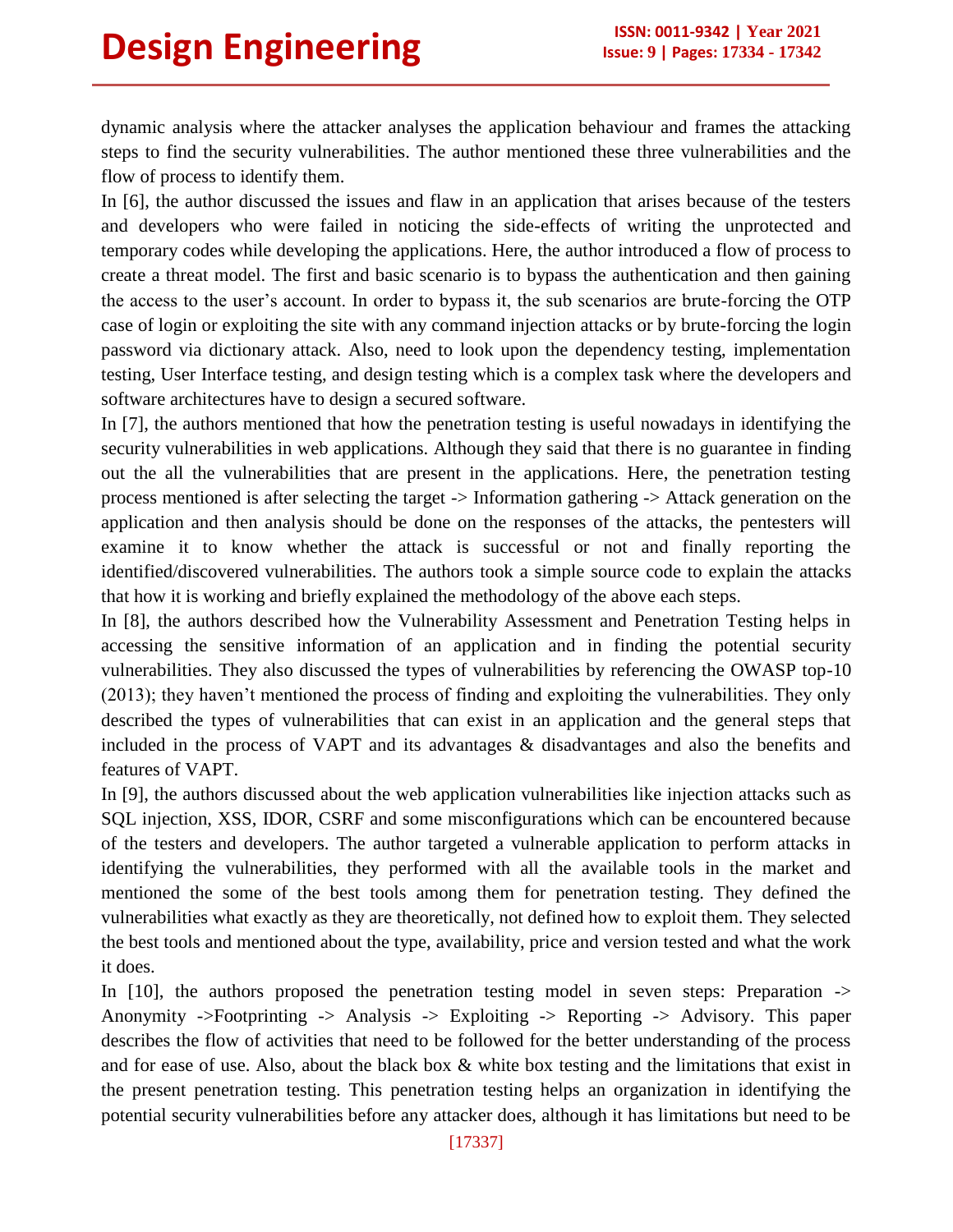dynamic analysis where the attacker analyses the application behaviour and frames the attacking steps to find the security vulnerabilities. The author mentioned these three vulnerabilities and the flow of process to identify them.

In [6], the author discussed the issues and flaw in an application that arises because of the testers and developers who were failed in noticing the side-effects of writing the unprotected and temporary codes while developing the applications. Here, the author introduced a flow of process to create a threat model. The first and basic scenario is to bypass the authentication and then gaining the access to the user's account. In order to bypass it, the sub scenarios are brute-forcing the OTP case of login or exploiting the site with any command injection attacks or by brute-forcing the login password via dictionary attack. Also, need to look upon the dependency testing, implementation testing, User Interface testing, and design testing which is a complex task where the developers and software architectures have to design a secured software.

In [7], the authors mentioned that how the penetration testing is useful nowadays in identifying the security vulnerabilities in web applications. Although they said that there is no guarantee in finding out the all the vulnerabilities that are present in the applications. Here, the penetration testing process mentioned is after selecting the target -> Information gathering -> Attack generation on the application and then analysis should be done on the responses of the attacks, the pentesters will examine it to know whether the attack is successful or not and finally reporting the identified/discovered vulnerabilities. The authors took a simple source code to explain the attacks that how it is working and briefly explained the methodology of the above each steps.

In [8], the authors described how the Vulnerability Assessment and Penetration Testing helps in accessing the sensitive information of an application and in finding the potential security vulnerabilities. They also discussed the types of vulnerabilities by referencing the OWASP top-10 (2013); they haven't mentioned the process of finding and exploiting the vulnerabilities. They only described the types of vulnerabilities that can exist in an application and the general steps that included in the process of VAPT and its advantages & disadvantages and also the benefits and features of VAPT.

In [9], the authors discussed about the web application vulnerabilities like injection attacks such as SQL injection, XSS, IDOR, CSRF and some misconfigurations which can be encountered because of the testers and developers. The author targeted a vulnerable application to perform attacks in identifying the vulnerabilities, they performed with all the available tools in the market and mentioned the some of the best tools among them for penetration testing. They defined the vulnerabilities what exactly as they are theoretically, not defined how to exploit them. They selected the best tools and mentioned about the type, availability, price and version tested and what the work it does.

In [10], the authors proposed the penetration testing model in seven steps: Preparation -> Anonymity ->Footprinting -> Analysis -> Exploiting -> Reporting -> Advisory. This paper describes the flow of activities that need to be followed for the better understanding of the process and for ease of use. Also, about the black box & white box testing and the limitations that exist in the present penetration testing. This penetration testing helps an organization in identifying the potential security vulnerabilities before any attacker does, although it has limitations but need to be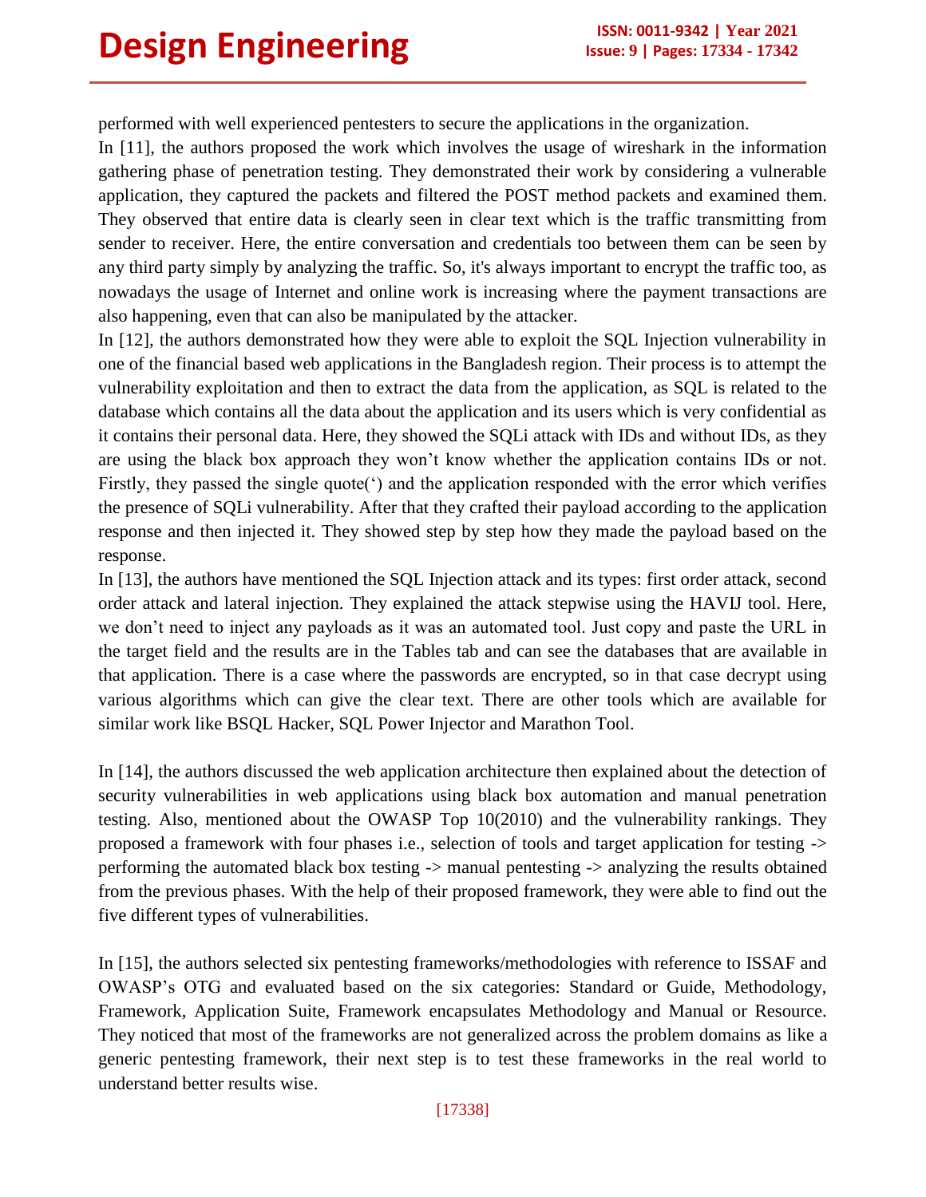performed with well experienced pentesters to secure the applications in the organization.

In [11], the authors proposed the work which involves the usage of wireshark in the information gathering phase of penetration testing. They demonstrated their work by considering a vulnerable application, they captured the packets and filtered the POST method packets and examined them. They observed that entire data is clearly seen in clear text which is the traffic transmitting from sender to receiver. Here, the entire conversation and credentials too between them can be seen by any third party simply by analyzing the traffic. So, it's always important to encrypt the traffic too, as nowadays the usage of Internet and online work is increasing where the payment transactions are also happening, even that can also be manipulated by the attacker.

In [12], the authors demonstrated how they were able to exploit the SQL Injection vulnerability in one of the financial based web applications in the Bangladesh region. Their process is to attempt the vulnerability exploitation and then to extract the data from the application, as SQL is related to the database which contains all the data about the application and its users which is very confidential as it contains their personal data. Here, they showed the SQLi attack with IDs and without IDs, as they are using the black box approach they won't know whether the application contains IDs or not. Firstly, they passed the single quote(') and the application responded with the error which verifies the presence of SQLi vulnerability. After that they crafted their payload according to the application response and then injected it. They showed step by step how they made the payload based on the response.

In [13], the authors have mentioned the SQL Injection attack and its types: first order attack, second order attack and lateral injection. They explained the attack stepwise using the HAVIJ tool. Here, we don't need to inject any payloads as it was an automated tool. Just copy and paste the URL in the target field and the results are in the Tables tab and can see the databases that are available in that application. There is a case where the passwords are encrypted, so in that case decrypt using various algorithms which can give the clear text. There are other tools which are available for similar work like BSQL Hacker, SQL Power Injector and Marathon Tool.

In [14], the authors discussed the web application architecture then explained about the detection of security vulnerabilities in web applications using black box automation and manual penetration testing. Also, mentioned about the OWASP Top 10(2010) and the vulnerability rankings. They proposed a framework with four phases i.e., selection of tools and target application for testing -> performing the automated black box testing -> manual pentesting -> analyzing the results obtained from the previous phases. With the help of their proposed framework, they were able to find out the five different types of vulnerabilities.

In [15], the authors selected six pentesting frameworks/methodologies with reference to ISSAF and OWASP's OTG and evaluated based on the six categories: Standard or Guide, Methodology, Framework, Application Suite, Framework encapsulates Methodology and Manual or Resource. They noticed that most of the frameworks are not generalized across the problem domains as like a generic pentesting framework, their next step is to test these frameworks in the real world to understand better results wise.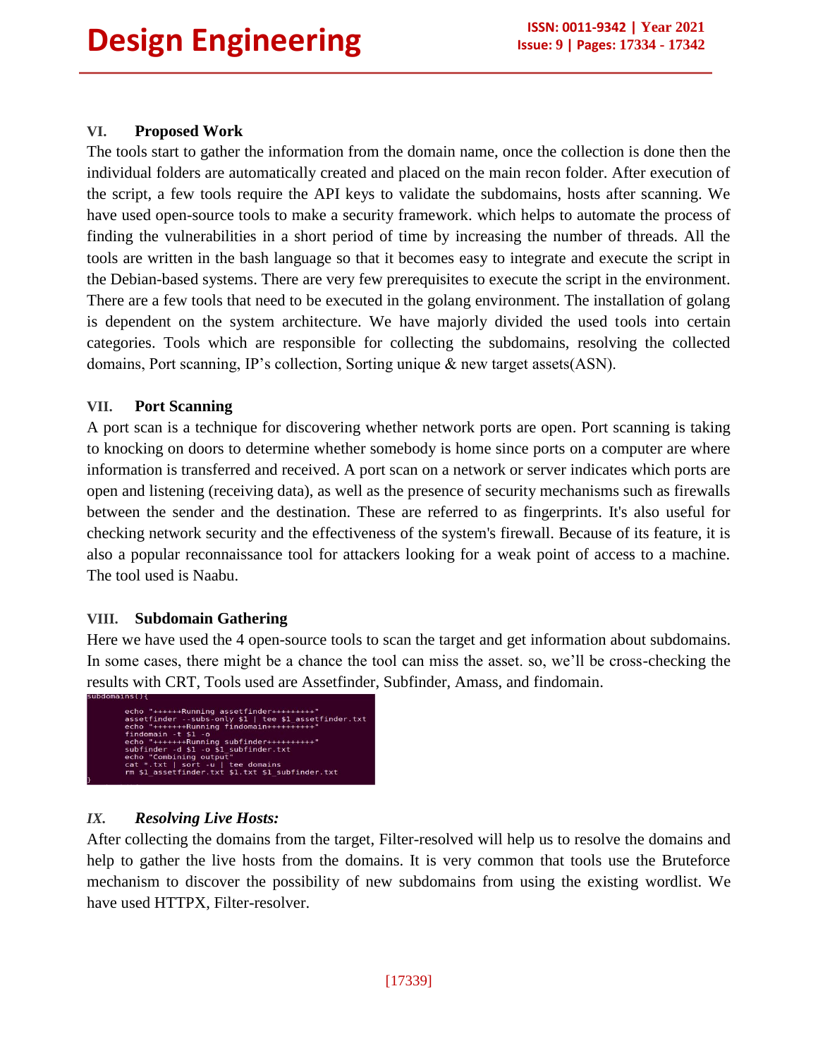### VI. Proposed Work

The tools start to gather the information from the domain name, once the collection is done then the individual folders are automatically created and placed on the main recon folder. After execution of the script, a few tools require the API keys to validate the subdomains, hosts after scanning. We have used open-source tools to make a security framework. which helps to automate the process of finding the vulnerabilities in a short period of time by increasing the number of threads. All the tools are written in the bash language so that it becomes easy to integrate and execute the script in the Debian-based systems. There are very few prerequisites to execute the script in the environment. There are a few tools that need to be executed in the golang environment. The installation of golang is dependent on the system architecture. We have majorly divided the used tools into certain categories. Tools which are responsible for collecting the subdomains, resolving the collected domains, Port scanning, IP's collection, Sorting unique & new target assets(ASN).

### VII. Port Scanning

A port scan is a technique for discovering whether network ports are open. Port scanning is taking to knocking on doors to determine whether somebody is home since ports on a computer are where information is transferred and received. A port scan on a network or server indicates which ports are open and listening (receiving data), as well as the presence of security mechanisms such as firewalls between the sender and the destination. These are referred to as fingerprints. It's also useful for checking network security and the effectiveness of the system's firewall. Because of its feature, it is also a popular reconnaissance tool for attackers looking for a weak point of access to a machine. The tool used is Naabu.

### VIII. Subdomain Gathering

Here we have used the 4 open-source tools to scan the target and get information about subdomains. In some cases, there might be a chance the tool can miss the asset. so, we'll be cross-checking the results with CRT, Tools used are Assetfinder, Subfinder, Amass, and findomain.

```
subdomains(){
        echo "++++++Running assetfinder+++++++++"
        assetfinder --subs-only $1 | tee $1_assetfinder.txt
        echo "+++++++Running findomain++++++++++"
        findomain -t $1 -o
        echo "+++++++Running subfinder++++++++++"
        subfinder -d $1 -o $1_subfinder.txt
        echo "Combining output"
        cat *.txt | sort -u | tee domains
        rm $1_assetfinder.txt $1.txt $1_subfinder.txt
}
```

### *IX. Resolving Live Hosts:*

After collecting the domains from the target, Filter-resolved will help us to resolve the domains and help to gather the live hosts from the domains. It is very common that tools use the Bruteforce mechanism to discover the possibility of new subdomains from using the existing wordlist. We have used HTTPX, Filter-resolver.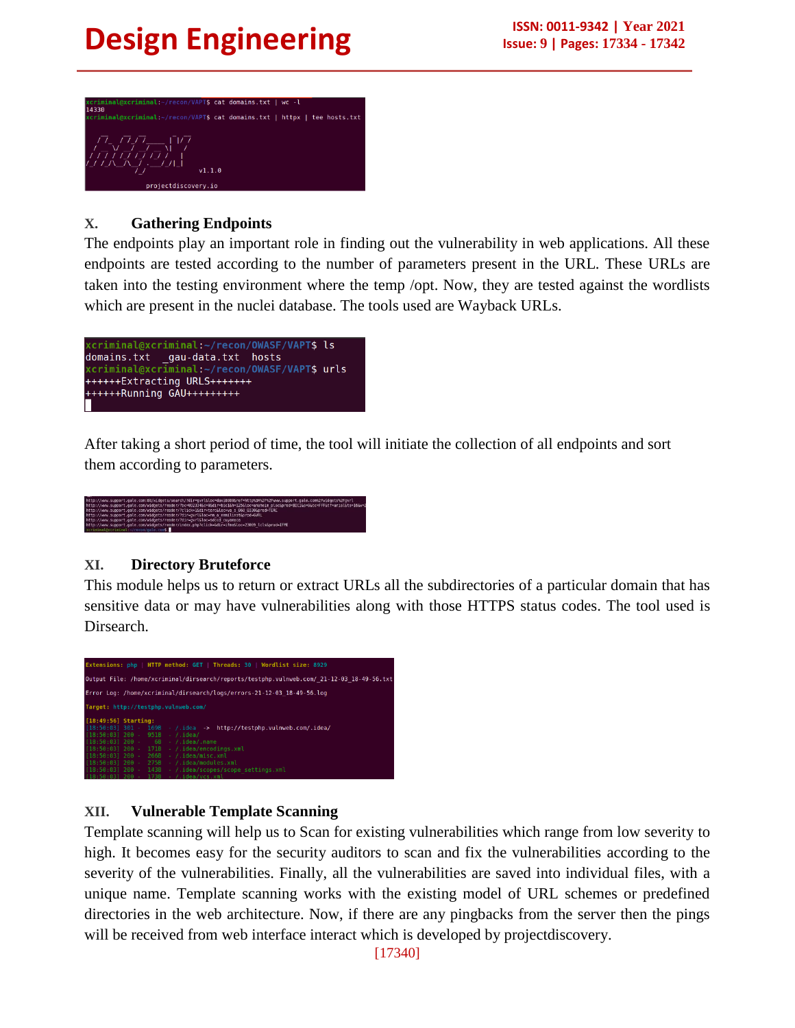## X. Gathering Endpoints

The endpoints play an important role in finding out the vulnerability in web applications. All these endpoints are tested according to the number of parameters present in the URL. These URLs are taken into the testing environment where the temp /opt. Now, they are tested against the wordlists which are present in the nuclei database. The tools used are Wayback URLs.

After taking a short period of time, the tool will initiate the collection of all endpoints and sort them according to parameters.

## XI. Directory Bruteforce

This module helps us to return or extract URLs all the subdirectories of a particular domain that has sensitive data or may have vulnerabilities along with those HTTPS status codes. The tool used is Dirsearch.

## XII. Vulnerable Template Scanning

Template scanning will help us to Scan for existing vulnerabilities which range from low severity to high. It becomes easy for the security auditors to scan and fix the vulnerabilities according to the severity of the vulnerabilities. Finally, all the vulnerabilities are saved into individual files, with a unique name. Template scanning works with the existing model of URL schemes or predefined directories in the web architecture. Now, if there are any pingbacks from the server then the pings will be received from web interface interact which is developed by projectdiscovery.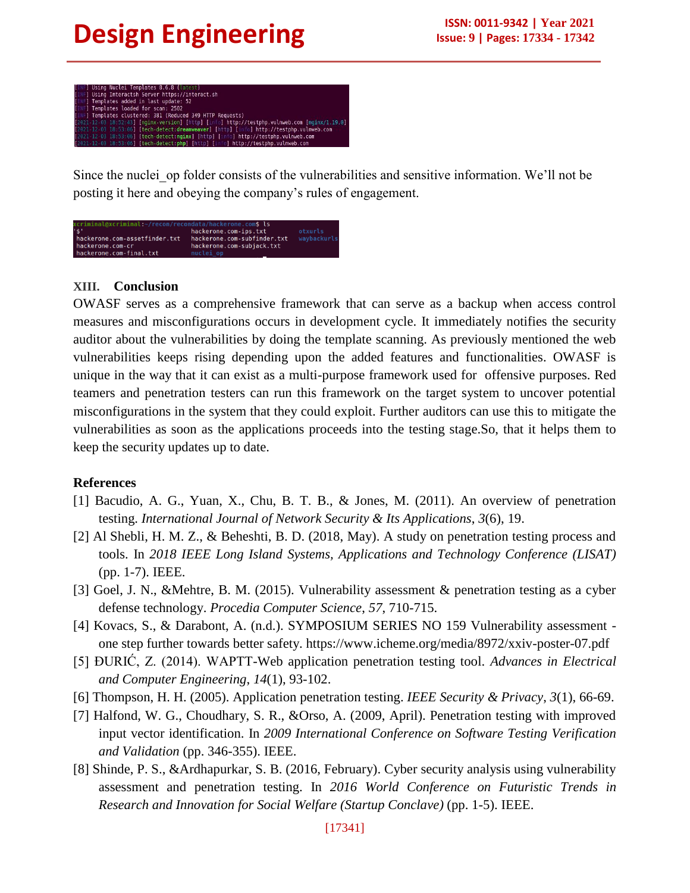```
[INF] Using Nuclei Templates 8.6.8 (latest)
[INF] Using Interactsh Server https://interact.sh
[INF] Templates added in last update: 52
[INF] Templates loaded for scan: 2502
[INF] Templates clustered: 381 (Reduced 349 HTTP Requests)
[2021-12-03 18:52:43] [nginx-version] [http] [info] http://testphp.vulnweb.com [nginx/1.19.0]
[2021-12-03 18:53:06] [tech-detect:dreamweaver] [http] [info] http://testphp.vulnweb.com
[2021-12-03 18:53:06] [tech-detect:nginx] [http] [info] http://testphp.vulnweb.com
[2021-12-03 18:53:06] [tech-detect:php] [http] [info] http://testphp.vulnweb.com
```

Since the nuclei_op folder consists of the vulnerabilities and sensitive information. We'll not be posting it here and obeying the company's rules of engagement.

```
xcriminal@xcriminal:~/recon/recondata/hackerone.com$ ls
'$'                              hackerone.com-ips.txt          otxurls
hackerone.com-assetfinder.txt    hackerone.com-subfinder.txt    waybackurls
hackerone.com-cr                 hackerone.com-subjack.txt
hackerone.com-final.txt          nuclei_op
```

## XIII. Conclusion

OWASF serves as a comprehensive framework that can serve as a backup when access control measures and misconfigurations occurs in development cycle. It immediately notifies the security auditor about the vulnerabilities by doing the template scanning. As previously mentioned the web vulnerabilities keeps rising depending upon the added features and functionalities. OWASF is unique in the way that it can exist as a multi-purpose framework used for offensive purposes. Red teamers and penetration testers can run this framework on the target system to uncover potential misconfigurations in the system that they could exploit. Further auditors can use this to mitigate the vulnerabilities as soon as the applications proceeds into the testing stage.So, that it helps them to keep the security updates up to date.

## References

[1] Bacudio, A. G., Yuan, X., Chu, B. T. B., & Jones, M. (2011). An overview of penetration testing. *International Journal of Network Security & Its Applications*, *3*(6), 19.

[2] Al Shebli, H. M. Z., & Beheshti, B. D. (2018, May). A study on penetration testing process and tools. In *2018 IEEE Long Island Systems, Applications and Technology Conference (LISAT)* (pp. 1-7). IEEE.

[3] Goel, J. N., &Mehtre, B. M. (2015). Vulnerability assessment & penetration testing as a cyber defense technology. *Procedia Computer Science*, *57*, 710-715.

[4] Kovacs, S., & Darabont, A. (n.d.). SYMPOSIUM SERIES NO 159 Vulnerability assessment - one step further towards better safety. https://www.icheme.org/media/8972/xxiv-poster-07.pdf

[5] ĐURIĆ, Z. (2014). WAPTT-Web application penetration testing tool. *Advances in Electrical and Computer Engineering*, *14*(1), 93-102.

[6] Thompson, H. H. (2005). Application penetration testing. *IEEE Security & Privacy*, *3*(1), 66-69.

[7] Halfond, W. G., Choudhary, S. R., &Orso, A. (2009, April). Penetration testing with improved input vector identification. In *2009 International Conference on Software Testing Verification and Validation* (pp. 346-355). IEEE.

[8] Shinde, P. S., &Ardhapurkar, S. B. (2016, February). Cyber security analysis using vulnerability assessment and penetration testing. In *2016 World Conference on Futuristic Trends in Research and Innovation for Social Welfare (Startup Conclave)* (pp. 1-5). IEEE.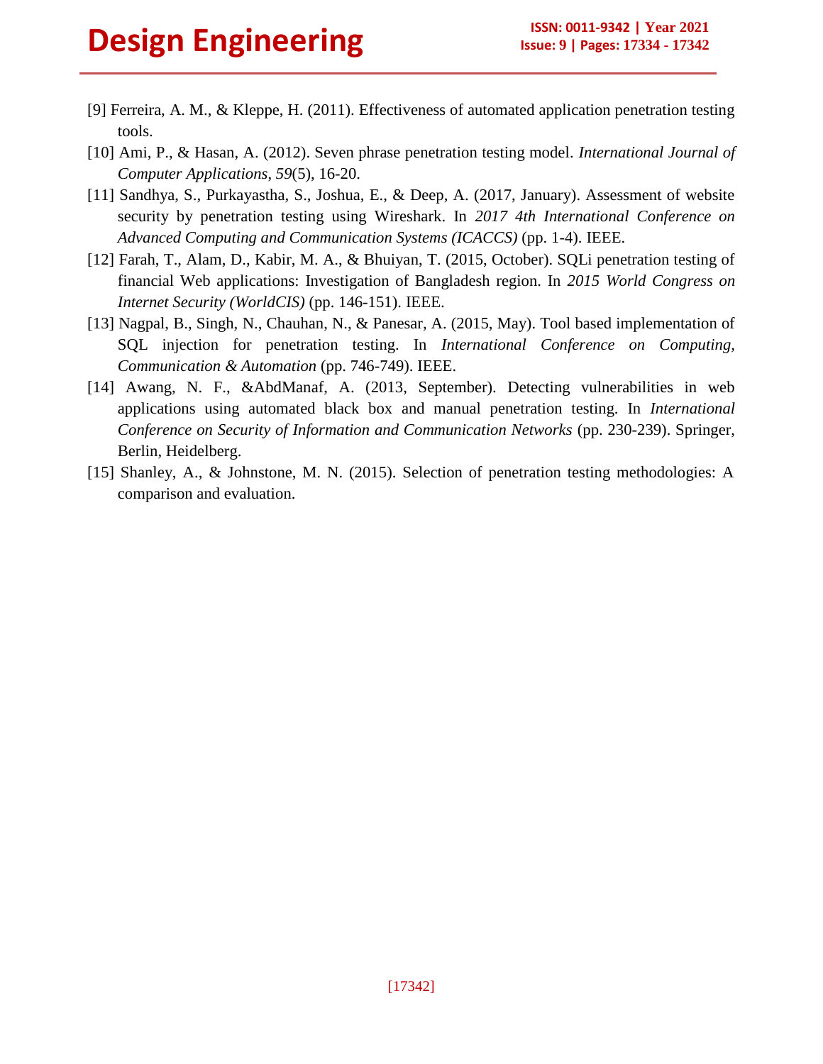[9] Ferreira, A. M., & Kleppe, H. (2011). Effectiveness of automated application penetration testing tools.

[10] Ami, P., & Hasan, A. (2012). Seven phrase penetration testing model. *International Journal of Computer Applications*, *59*(5), 16-20.

[11] Sandhya, S., Purkayastha, S., Joshua, E., & Deep, A. (2017, January). Assessment of website security by penetration testing using Wireshark. In *2017 4th International Conference on Advanced Computing and Communication Systems (ICACCS)* (pp. 1-4). IEEE.

[12] Farah, T., Alam, D., Kabir, M. A., & Bhuiyan, T. (2015, October). SQLi penetration testing of financial Web applications: Investigation of Bangladesh region. In *2015 World Congress on Internet Security (WorldCIS)* (pp. 146-151). IEEE.

[13] Nagpal, B., Singh, N., Chauhan, N., & Panesar, A. (2015, May). Tool based implementation of SQL injection for penetration testing. In *International Conference on Computing, Communication & Automation* (pp. 746-749). IEEE.

[14] Awang, N. F., &AbdManaf, A. (2013, September). Detecting vulnerabilities in web applications using automated black box and manual penetration testing. In *International Conference on Security of Information and Communication Networks* (pp. 230-239). Springer, Berlin, Heidelberg.

[15] Shanley, A., & Johnstone, M. N. (2015). Selection of penetration testing methodologies: A comparison and evaluation.